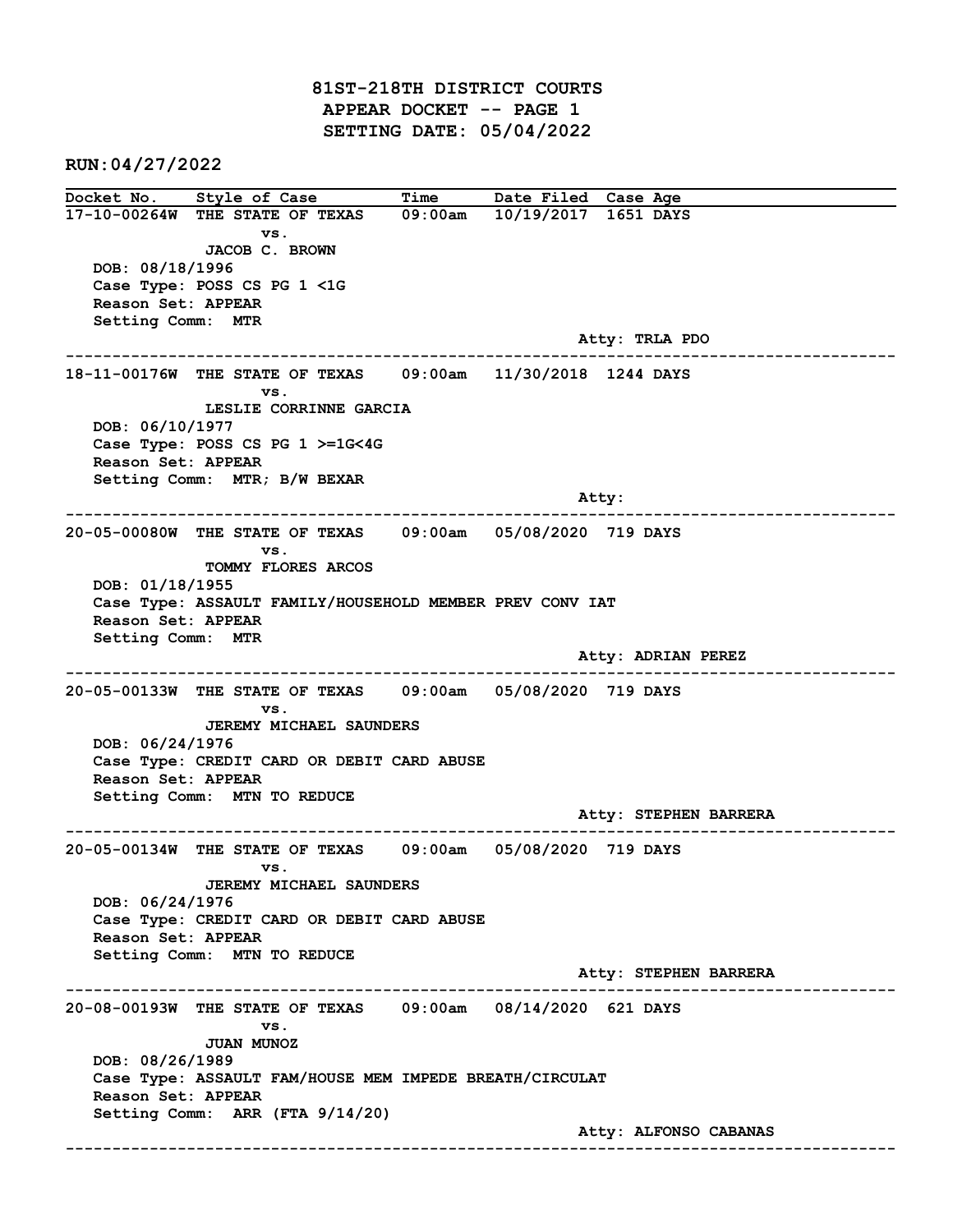# 81ST-218TH DISTRICT COURTS
## APPEAR DOCKET -- PAGE 1
## SETTING DATE: 05/04/2022

**RUN:04/27/2022**

| Docket No. | Style of Case | Time | Date Filed | Case Age |
|---|---|---|---|---|

**17-10-00264W** THE STATE OF TEXAS vs. JACOB C. BROWN — 09:00am — 10/19/2017 — 1651 DAYS
DOB: 08/18/1996
Case Type: POSS CS PG 1 <1G
Reason Set: APPEAR
Setting Comm: MTR
Atty: TRLA PDO

---

**18-11-00176W** THE STATE OF TEXAS vs. LESLIE CORRINNE GARCIA — 09:00am — 11/30/2018 — 1244 DAYS
DOB: 06/10/1977
Case Type: POSS CS PG 1 >=1G<4G
Reason Set: APPEAR
Setting Comm: MTR; B/W BEXAR
Atty:

---

**20-05-00080W** THE STATE OF TEXAS vs. TOMMY FLORES ARCOS — 09:00am — 05/08/2020 — 719 DAYS
DOB: 01/18/1955
Case Type: ASSAULT FAMILY/HOUSEHOLD MEMBER PREV CONV IAT
Reason Set: APPEAR
Setting Comm: MTR
Atty: ADRIAN PEREZ

---

**20-05-00133W** THE STATE OF TEXAS vs. JEREMY MICHAEL SAUNDERS — 09:00am — 05/08/2020 — 719 DAYS
DOB: 06/24/1976
Case Type: CREDIT CARD OR DEBIT CARD ABUSE
Reason Set: APPEAR
Setting Comm: MTN TO REDUCE
Atty: STEPHEN BARRERA

---

**20-05-00134W** THE STATE OF TEXAS vs. JEREMY MICHAEL SAUNDERS — 09:00am — 05/08/2020 — 719 DAYS
DOB: 06/24/1976
Case Type: CREDIT CARD OR DEBIT CARD ABUSE
Reason Set: APPEAR
Setting Comm: MTN TO REDUCE
Atty: STEPHEN BARRERA

---

**20-08-00193W** THE STATE OF TEXAS vs. JUAN MUNOZ — 09:00am — 08/14/2020 — 621 DAYS
DOB: 08/26/1989
Case Type: ASSAULT FAM/HOUSE MEM IMPEDE BREATH/CIRCULAT
Reason Set: APPEAR
Setting Comm: ARR (FTA 9/14/20)
Atty: ALFONSO CABANAS

---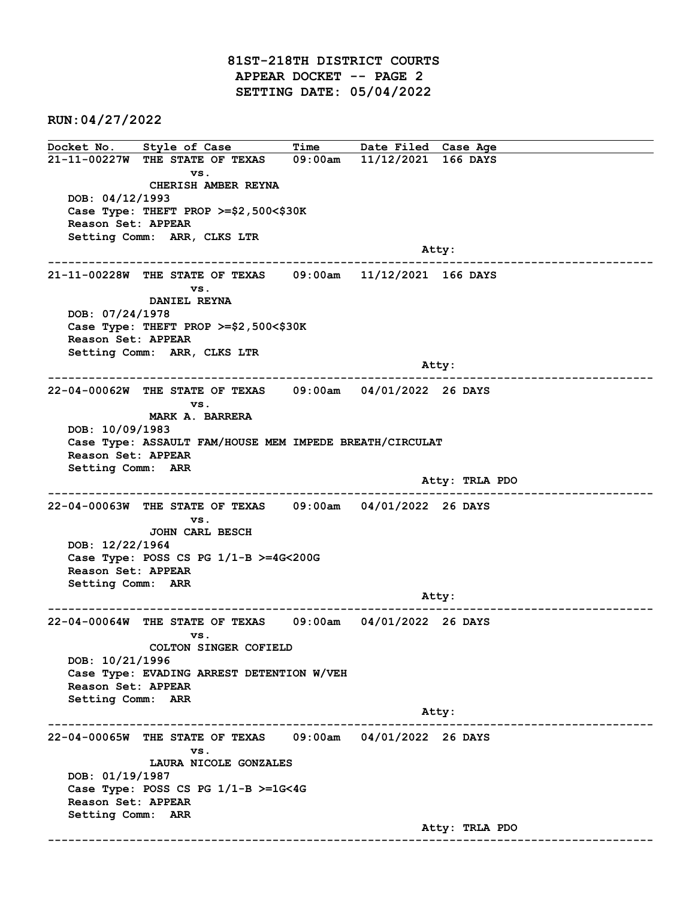# 81ST-218TH DISTRICT COURTS
## APPEAR DOCKET -- PAGE 2
## SETTING DATE: 05/04/2022

**RUN:04/27/2022**

| Docket No. | Style of Case | Time | Date Filed | Case Age |
|---|---|---|---|---|

---

**21-11-00227W** THE STATE OF TEXAS vs. CHERISH AMBER REYNA — 09:00am — 11/12/2021 — 166 DAYS

DOB: 04/12/1993
Case Type: THEFT PROP >=$2,500<$30K
Reason Set: APPEAR
Setting Comm: ARR, CLKS LTR

Atty:

---

**21-11-00228W** THE STATE OF TEXAS vs. DANIEL REYNA — 09:00am — 11/12/2021 — 166 DAYS

DOB: 07/24/1978
Case Type: THEFT PROP >=$2,500<$30K
Reason Set: APPEAR
Setting Comm: ARR, CLKS LTR

Atty:

---

**22-04-00062W** THE STATE OF TEXAS vs. MARK A. BARRERA — 09:00am — 04/01/2022 — 26 DAYS

DOB: 10/09/1983
Case Type: ASSAULT FAM/HOUSE MEM IMPEDE BREATH/CIRCULAT
Reason Set: APPEAR
Setting Comm: ARR

Atty: TRLA PDO

---

**22-04-00063W** THE STATE OF TEXAS vs. JOHN CARL BESCH — 09:00am — 04/01/2022 — 26 DAYS

DOB: 12/22/1964
Case Type: POSS CS PG 1/1-B >=4G<200G
Reason Set: APPEAR
Setting Comm: ARR

Atty:

---

**22-04-00064W** THE STATE OF TEXAS vs. COLTON SINGER COFIELD — 09:00am — 04/01/2022 — 26 DAYS

DOB: 10/21/1996
Case Type: EVADING ARREST DETENTION W/VEH
Reason Set: APPEAR
Setting Comm: ARR

Atty:

---

**22-04-00065W** THE STATE OF TEXAS vs. LAURA NICOLE GONZALES — 09:00am — 04/01/2022 — 26 DAYS

DOB: 01/19/1987
Case Type: POSS CS PG 1/1-B >=1G<4G
Reason Set: APPEAR
Setting Comm: ARR

Atty: TRLA PDO

---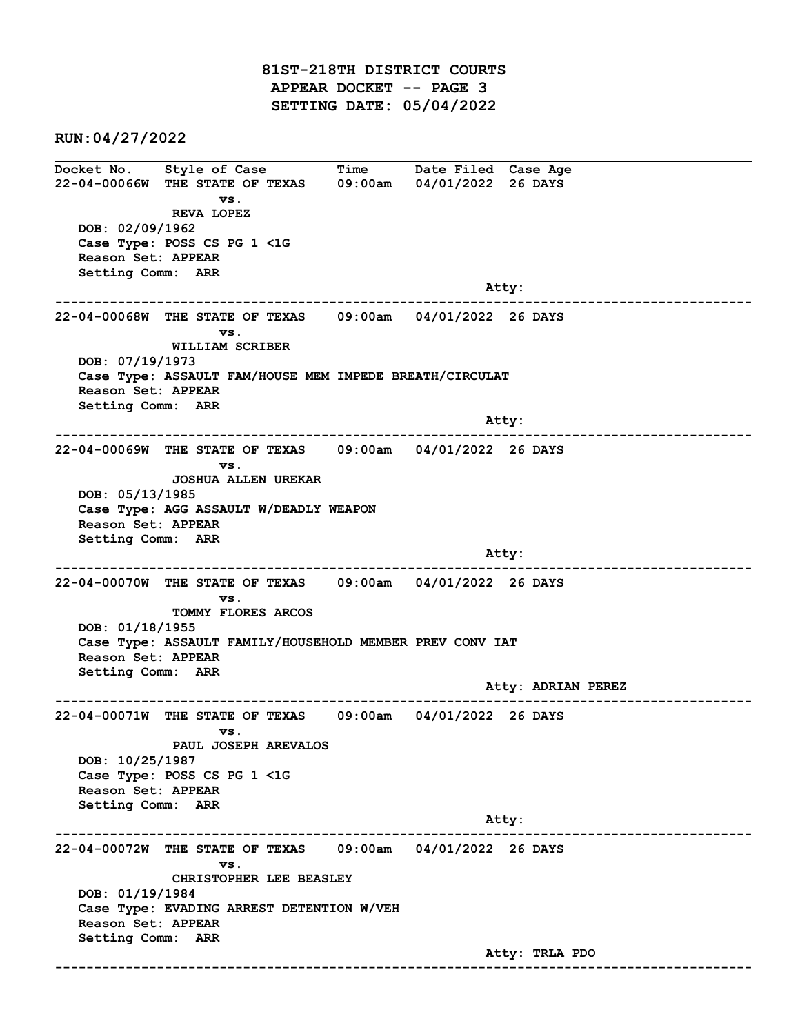# 81ST-218TH DISTRICT COURTS
## APPEAR DOCKET -- PAGE 3
## SETTING DATE: 05/04/2022

**RUN:04/27/2022**

| Docket No. | Style of Case | Time | Date Filed | Case Age |
|---|---|---|---|---|

**22-04-00066W** THE STATE OF TEXAS vs. REVA LOPEZ — 09:00am — 04/01/2022 — 26 DAYS
DOB: 02/09/1962
Case Type: POSS CS PG 1 <1G
Reason Set: APPEAR
Setting Comm: ARR
Atty:

---

**22-04-00068W** THE STATE OF TEXAS vs. WILLIAM SCRIBER — 09:00am — 04/01/2022 — 26 DAYS
DOB: 07/19/1973
Case Type: ASSAULT FAM/HOUSE MEM IMPEDE BREATH/CIRCULAT
Reason Set: APPEAR
Setting Comm: ARR
Atty:

---

**22-04-00069W** THE STATE OF TEXAS vs. JOSHUA ALLEN UREKAR — 09:00am — 04/01/2022 — 26 DAYS
DOB: 05/13/1985
Case Type: AGG ASSAULT W/DEADLY WEAPON
Reason Set: APPEAR
Setting Comm: ARR
Atty:

---

**22-04-00070W** THE STATE OF TEXAS vs. TOMMY FLORES ARCOS — 09:00am — 04/01/2022 — 26 DAYS
DOB: 01/18/1955
Case Type: ASSAULT FAMILY/HOUSEHOLD MEMBER PREV CONV IAT
Reason Set: APPEAR
Setting Comm: ARR
Atty: ADRIAN PEREZ

---

**22-04-00071W** THE STATE OF TEXAS vs. PAUL JOSEPH AREVALOS — 09:00am — 04/01/2022 — 26 DAYS
DOB: 10/25/1987
Case Type: POSS CS PG 1 <1G
Reason Set: APPEAR
Setting Comm: ARR
Atty:

---

**22-04-00072W** THE STATE OF TEXAS vs. CHRISTOPHER LEE BEASLEY — 09:00am — 04/01/2022 — 26 DAYS
DOB: 01/19/1984
Case Type: EVADING ARREST DETENTION W/VEH
Reason Set: APPEAR
Setting Comm: ARR
Atty: TRLA PDO

---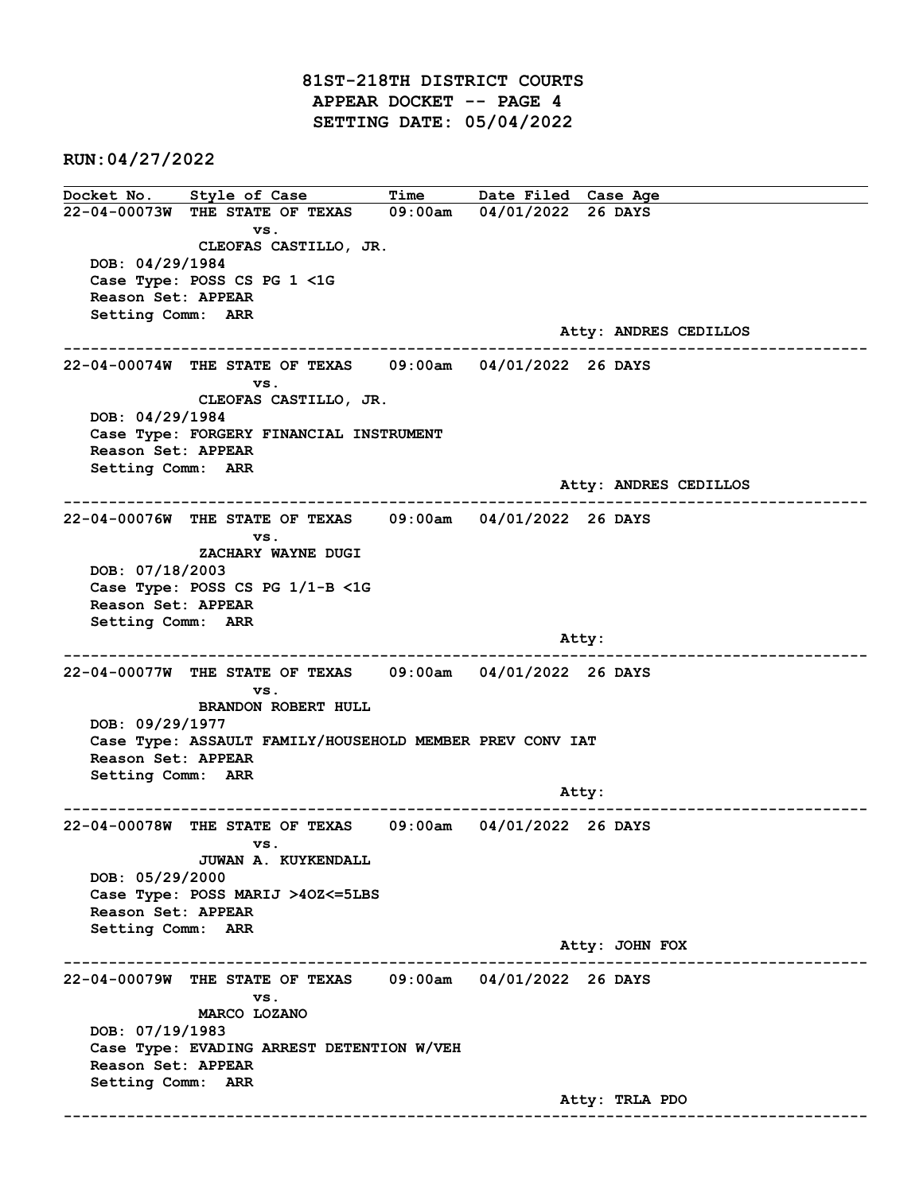# 81ST-218TH DISTRICT COURTS

## APPEAR DOCKET -- PAGE 4

## SETTING DATE: 05/04/2022

**RUN:04/27/2022**

| Docket No. | Style of Case | Time | Date Filed | Case Age |
|---|---|---|---|---|

---

**22-04-00073W** THE STATE OF TEXAS vs. CLEOFAS CASTILLO, JR. — 09:00am — 04/01/2022 — 26 DAYS

DOB: 04/29/1984
Case Type: POSS CS PG 1 <1G
Reason Set: APPEAR
Setting Comm: ARR

Atty: ANDRES CEDILLOS

---

**22-04-00074W** THE STATE OF TEXAS vs. CLEOFAS CASTILLO, JR. — 09:00am — 04/01/2022 — 26 DAYS

DOB: 04/29/1984
Case Type: FORGERY FINANCIAL INSTRUMENT
Reason Set: APPEAR
Setting Comm: ARR

Atty: ANDRES CEDILLOS

---

**22-04-00076W** THE STATE OF TEXAS vs. ZACHARY WAYNE DUGI — 09:00am — 04/01/2022 — 26 DAYS

DOB: 07/18/2003
Case Type: POSS CS PG 1/1-B <1G
Reason Set: APPEAR
Setting Comm: ARR

Atty:

---

**22-04-00077W** THE STATE OF TEXAS vs. BRANDON ROBERT HULL — 09:00am — 04/01/2022 — 26 DAYS

DOB: 09/29/1977
Case Type: ASSAULT FAMILY/HOUSEHOLD MEMBER PREV CONV IAT
Reason Set: APPEAR
Setting Comm: ARR

Atty:

---

**22-04-00078W** THE STATE OF TEXAS vs. JUWAN A. KUYKENDALL — 09:00am — 04/01/2022 — 26 DAYS

DOB: 05/29/2000
Case Type: POSS MARIJ >4OZ<=5LBS
Reason Set: APPEAR
Setting Comm: ARR

Atty: JOHN FOX

---

**22-04-00079W** THE STATE OF TEXAS vs. MARCO LOZANO — 09:00am — 04/01/2022 — 26 DAYS

DOB: 07/19/1983
Case Type: EVADING ARREST DETENTION W/VEH
Reason Set: APPEAR
Setting Comm: ARR

Atty: TRLA PDO

---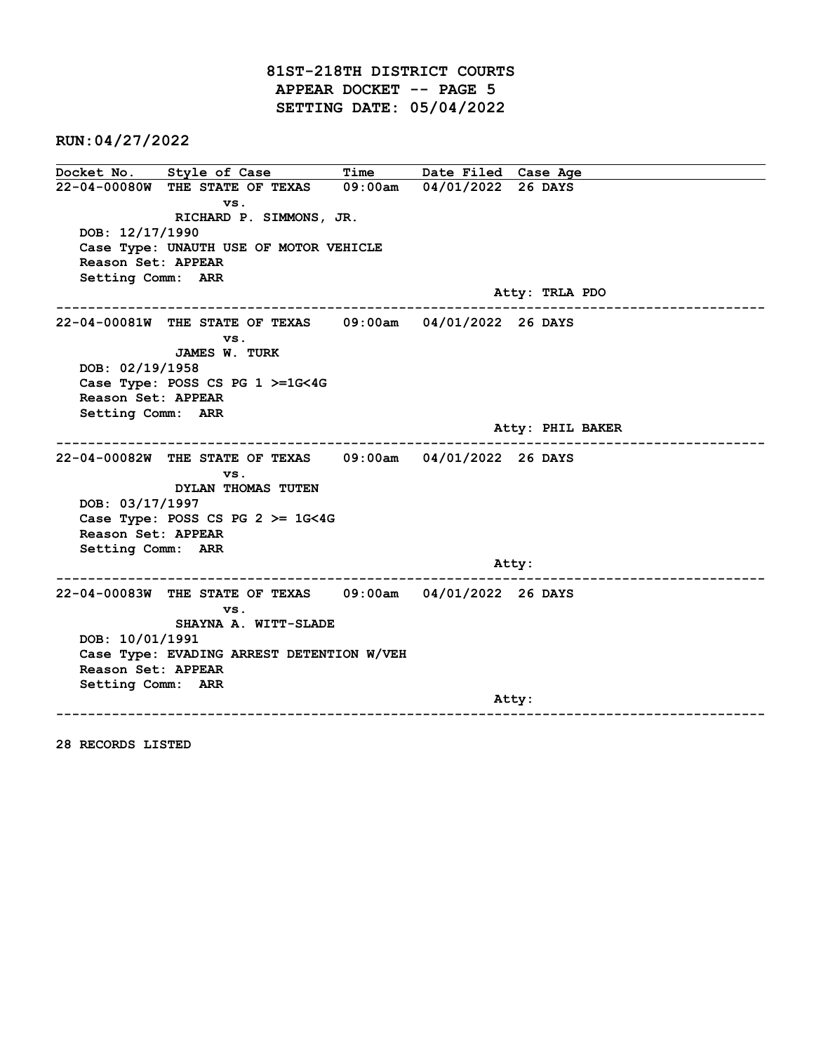# 81ST-218TH DISTRICT COURTS
## APPEAR DOCKET -- PAGE 5
## SETTING DATE: 05/04/2022

**RUN:04/27/2022**

| Docket No. | Style of Case | Time | Date Filed | Case Age |
|---|---|---|---|---|

**22-04-00080W** THE STATE OF TEXAS 09:00am 04/01/2022 26 DAYS
vs.
RICHARD P. SIMMONS, JR.
DOB: 12/17/1990
Case Type: UNAUTH USE OF MOTOR VEHICLE
Reason Set: APPEAR
Setting Comm: ARR
Atty: TRLA PDO

---

**22-04-00081W** THE STATE OF TEXAS 09:00am 04/01/2022 26 DAYS
vs.
JAMES W. TURK
DOB: 02/19/1958
Case Type: POSS CS PG 1 >=1G<4G
Reason Set: APPEAR
Setting Comm: ARR
Atty: PHIL BAKER

---

**22-04-00082W** THE STATE OF TEXAS 09:00am 04/01/2022 26 DAYS
vs.
DYLAN THOMAS TUTEN
DOB: 03/17/1997
Case Type: POSS CS PG 2 >= 1G<4G
Reason Set: APPEAR
Setting Comm: ARR
Atty:

---

**22-04-00083W** THE STATE OF TEXAS 09:00am 04/01/2022 26 DAYS
vs.
SHAYNA A. WITT-SLADE
DOB: 10/01/1991
Case Type: EVADING ARREST DETENTION W/VEH
Reason Set: APPEAR
Setting Comm: ARR
Atty:

---

28 RECORDS LISTED